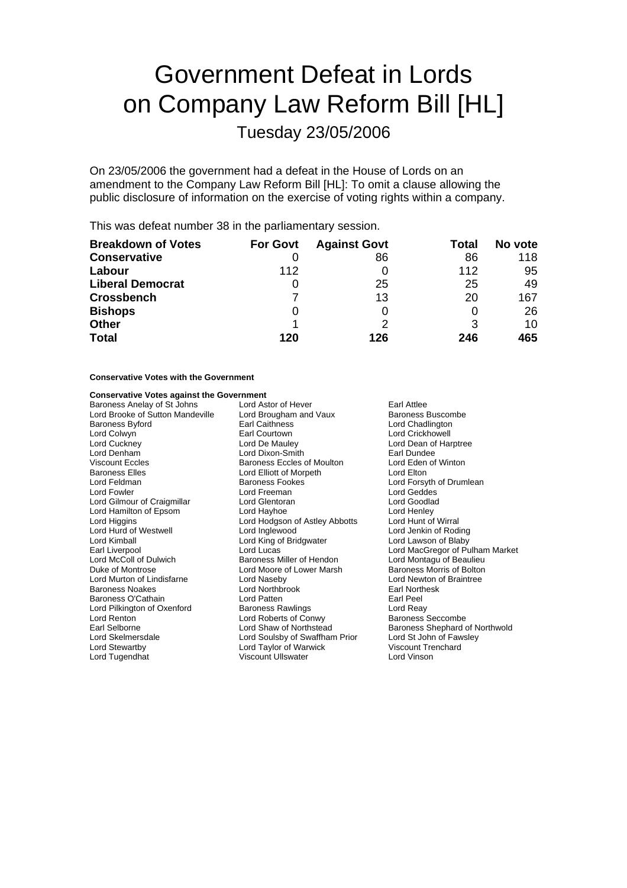# Government Defeat in Lords on Company Law Reform Bill [HL]

## Tuesday 23/05/2006

On 23/05/2006 the government had a defeat in the House of Lords on an amendment to the Company Law Reform Bill [HL]: To omit a clause allowing the public disclosure of information on the exercise of voting rights within a company.

This was defeat number 38 in the parliamentary session.

| Breakdown of Votes | For Govt | Against Govt | Total | No vote |
|---|---|---|---|---|
| **Conservative** | 0 | 86 | 86 | 118 |
| **Labour** | 112 | 0 | 112 | 95 |
| **Liberal Democrat** | 0 | 25 | 25 | 49 |
| **Crossbench** | 7 | 13 | 20 | 167 |
| **Bishops** | 0 | 0 | 0 | 26 |
| **Other** | 1 | 2 | 3 | 10 |
| **Total** | 120 | 126 | 246 | 465 |

**Conservative Votes with the Government**

**Conservative Votes against the Government**

Baroness Anelay of St Johns
Lord Astor of Hever
Earl Attlee
Lord Brooke of Sutton Mandeville
Lord Brougham and Vaux
Baroness Buscombe
Baroness Byford
Earl Caithness
Lord Chadlington
Lord Colwyn
Earl Courtown
Lord Crickhowell
Lord Cuckney
Lord De Mauley
Lord Dean of Harptree
Lord Denham
Lord Dixon-Smith
Earl Dundee
Viscount Eccles
Baroness Eccles of Moulton
Lord Eden of Winton
Baroness Elles
Lord Elliott of Morpeth
Lord Elton
Lord Feldman
Baroness Fookes
Lord Forsyth of Drumlean
Lord Fowler
Lord Freeman
Lord Geddes
Lord Gilmour of Craigmillar
Lord Glentoran
Lord Goodlad
Lord Hamilton of Epsom
Lord Hayhoe
Lord Henley
Lord Higgins
Lord Hodgson of Astley Abbotts
Lord Hunt of Wirral
Lord Hurd of Westwell
Lord Inglewood
Lord Jenkin of Roding
Lord Kimball
Lord King of Bridgwater
Lord Lawson of Blaby
Earl Liverpool
Lord Lucas
Lord MacGregor of Pulham Market
Lord McColl of Dulwich
Baroness Miller of Hendon
Lord Montagu of Beaulieu
Duke of Montrose
Lord Moore of Lower Marsh
Baroness Morris of Bolton
Lord Murton of Lindisfarne
Lord Naseby
Lord Newton of Braintree
Baroness Noakes
Lord Northbrook
Earl Northesk
Baroness O'Cathain
Lord Patten
Earl Peel
Lord Pilkington of Oxenford
Baroness Rawlings
Lord Reay
Lord Renton
Lord Roberts of Conwy
Baroness Seccombe
Earl Selborne
Lord Shaw of Northstead
Baroness Shephard of Northwold
Lord Skelmersdale
Lord Soulsby of Swaffham Prior
Lord St John of Fawsley
Lord Stewartby
Lord Taylor of Warwick
Viscount Trenchard
Lord Tugendhat
Viscount Ullswater
Lord Vinson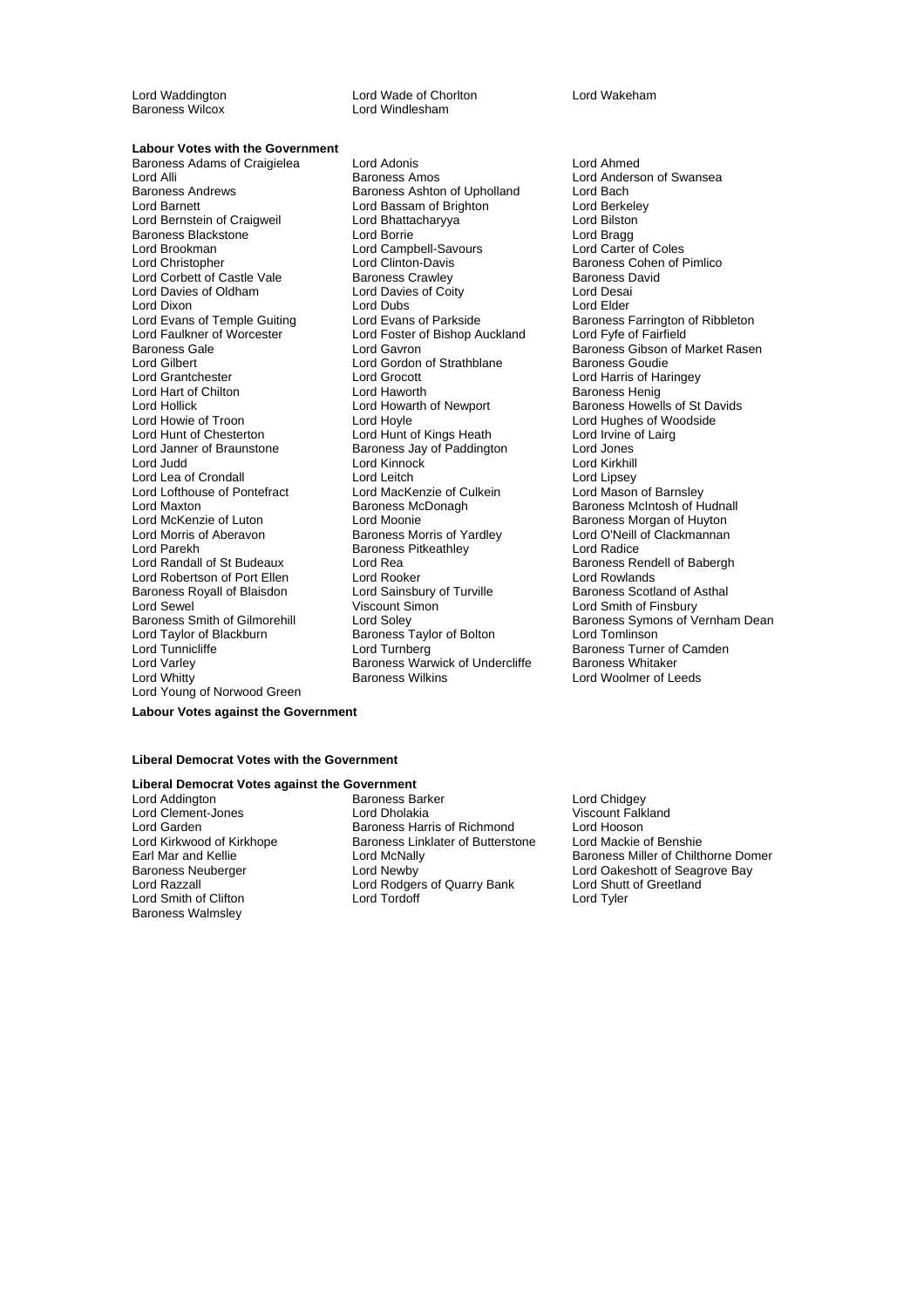Lord Waddington
Lord Wade of Chorlton
Lord Wakeham
Baroness Wilcox
Lord Windlesham

**Labour Votes with the Government**

Baroness Adams of Craigielea
Lord Adonis
Lord Ahmed
Lord Alli
Baroness Amos
Lord Anderson of Swansea
Baroness Andrews
Baroness Ashton of Upholland
Lord Bach
Lord Barnett
Lord Bassam of Brighton
Lord Berkeley
Lord Bernstein of Craigweil
Lord Bhattacharyya
Lord Bilston
Baroness Blackstone
Lord Borrie
Lord Bragg
Lord Brookman
Lord Campbell-Savours
Lord Carter of Coles
Lord Christopher
Lord Clinton-Davis
Baroness Cohen of Pimlico
Lord Corbett of Castle Vale
Baroness Crawley
Baroness David
Lord Davies of Oldham
Lord Davies of Coity
Lord Desai
Lord Dixon
Lord Dubs
Lord Elder
Lord Evans of Temple Guiting
Lord Evans of Parkside
Baroness Farrington of Ribbleton
Lord Faulkner of Worcester
Lord Foster of Bishop Auckland
Lord Fyfe of Fairfield
Baroness Gale
Lord Gavron
Baroness Gibson of Market Rasen
Lord Gilbert
Lord Gordon of Strathblane
Baroness Goudie
Lord Grantchester
Lord Grocott
Lord Harris of Haringey
Lord Hart of Chilton
Lord Haworth
Baroness Henig
Lord Hollick
Lord Howarth of Newport
Baroness Howells of St Davids
Lord Howie of Troon
Lord Hoyle
Lord Hughes of Woodside
Lord Hunt of Chesterton
Lord Hunt of Kings Heath
Lord Irvine of Lairg
Lord Janner of Braunstone
Baroness Jay of Paddington
Lord Jones
Lord Judd
Lord Kinnock
Lord Kirkhill
Lord Lea of Crondall
Lord Leitch
Lord Lipsey
Lord Lofthouse of Pontefract
Lord MacKenzie of Culkein
Lord Mason of Barnsley
Lord Maxton
Baroness McDonagh
Baroness McIntosh of Hudnall
Lord McKenzie of Luton
Lord Moonie
Baroness Morgan of Huyton
Lord Morris of Aberavon
Baroness Morris of Yardley
Lord O'Neill of Clackmannan
Lord Parekh
Baroness Pitkeathley
Lord Radice
Lord Randall of St Budeaux
Lord Rea
Baroness Rendell of Babergh
Lord Robertson of Port Ellen
Lord Rooker
Lord Rowlands
Baroness Royall of Blaisdon
Lord Sainsbury of Turville
Baroness Scotland of Asthal
Lord Sewel
Viscount Simon
Lord Smith of Finsbury
Baroness Smith of Gilmorehill
Lord Soley
Baroness Symons of Vernham Dean
Lord Taylor of Blackburn
Baroness Taylor of Bolton
Lord Tomlinson
Lord Tunnicliffe
Lord Turnberg
Baroness Turner of Camden
Lord Varley
Baroness Warwick of Undercliffe
Baroness Whitaker
Lord Whitty
Baroness Wilkins
Lord Woolmer of Leeds
Lord Young of Norwood Green

**Labour Votes against the Government**

**Liberal Democrat Votes with the Government**

**Liberal Democrat Votes against the Government**

Lord Addington
Baroness Barker
Lord Chidgey
Lord Clement-Jones
Lord Dholakia
Viscount Falkland
Lord Garden
Baroness Harris of Richmond
Lord Hooson
Lord Kirkwood of Kirkhope
Baroness Linklater of Butterstone
Lord Mackie of Benshie
Earl Mar and Kellie
Lord McNally
Baroness Miller of Chilthorne Domer
Baroness Neuberger
Lord Newby
Lord Oakeshott of Seagrove Bay
Lord Razzall
Lord Rodgers of Quarry Bank
Lord Shutt of Greetland
Lord Smith of Clifton
Lord Tordoff
Lord Tyler
Baroness Walmsley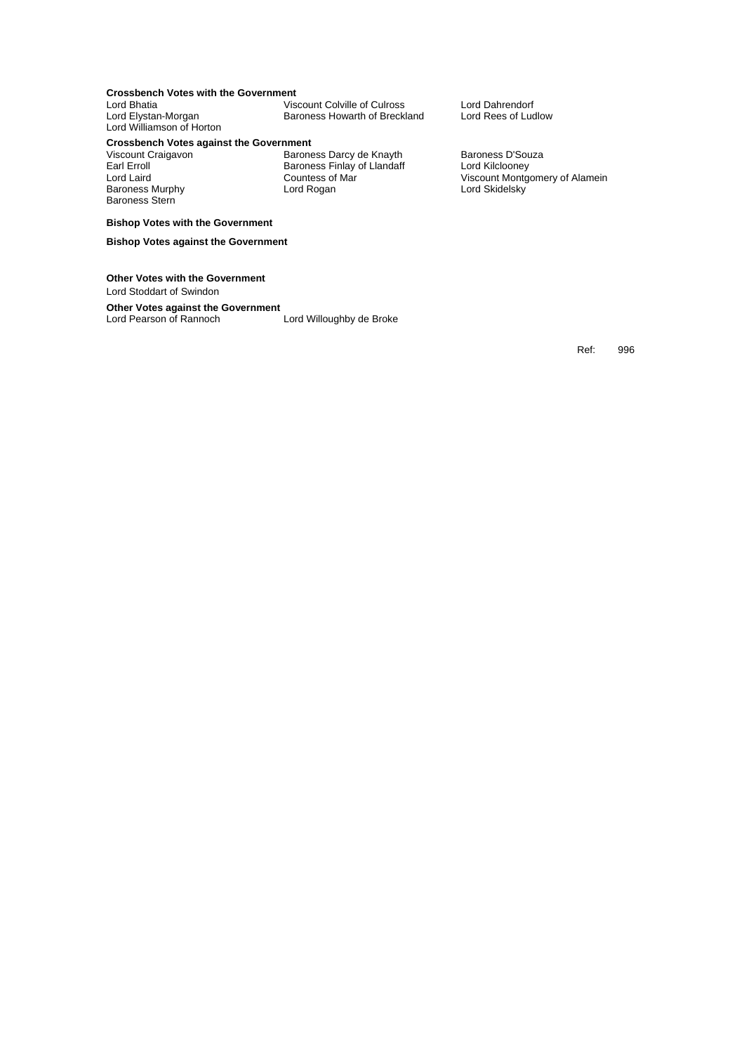**Crossbench Votes with the Government**

Lord Bhatia, Viscount Colville of Culross, Lord Dahrendorf, Lord Elystan-Morgan, Baroness Howarth of Breckland, Lord Rees of Ludlow, Lord Williamson of Horton

**Crossbench Votes against the Government**

Viscount Craigavon, Baroness Darcy de Knayth, Baroness D'Souza, Earl Erroll, Baroness Finlay of Llandaff, Lord Kilclooney, Lord Laird, Countess of Mar, Viscount Montgomery of Alamein, Baroness Murphy, Lord Rogan, Lord Skidelsky, Baroness Stern

**Bishop Votes with the Government**

**Bishop Votes against the Government**

**Other Votes with the Government**

Lord Stoddart of Swindon

**Other Votes against the Government**

Lord Pearson of Rannoch, Lord Willoughby de Broke

Ref: 996